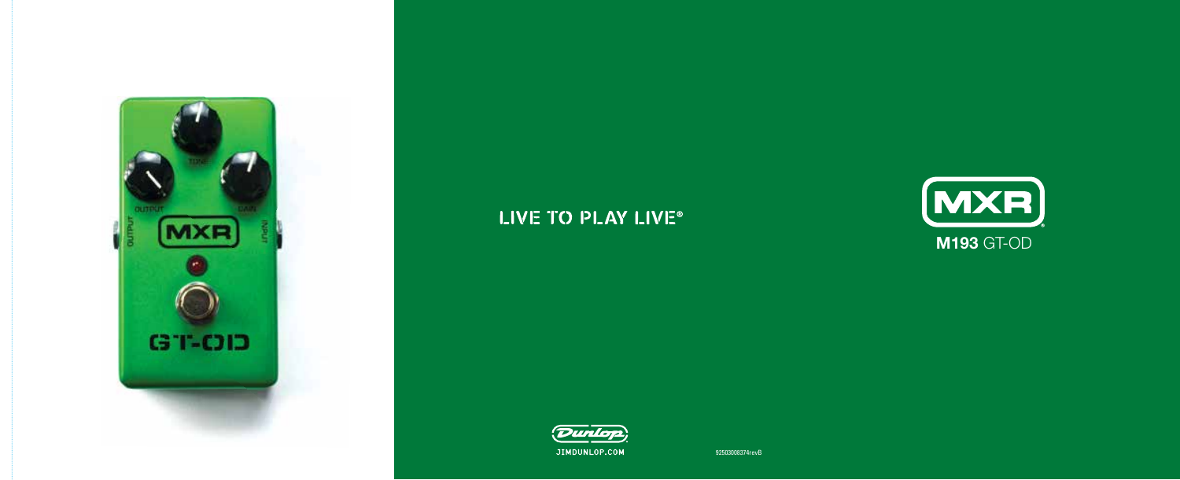LIVE TO PLAY LIVE®

# MXR

## M193 GT-OD

Dunlop

JIMDUNLOP.COM

92503008374revB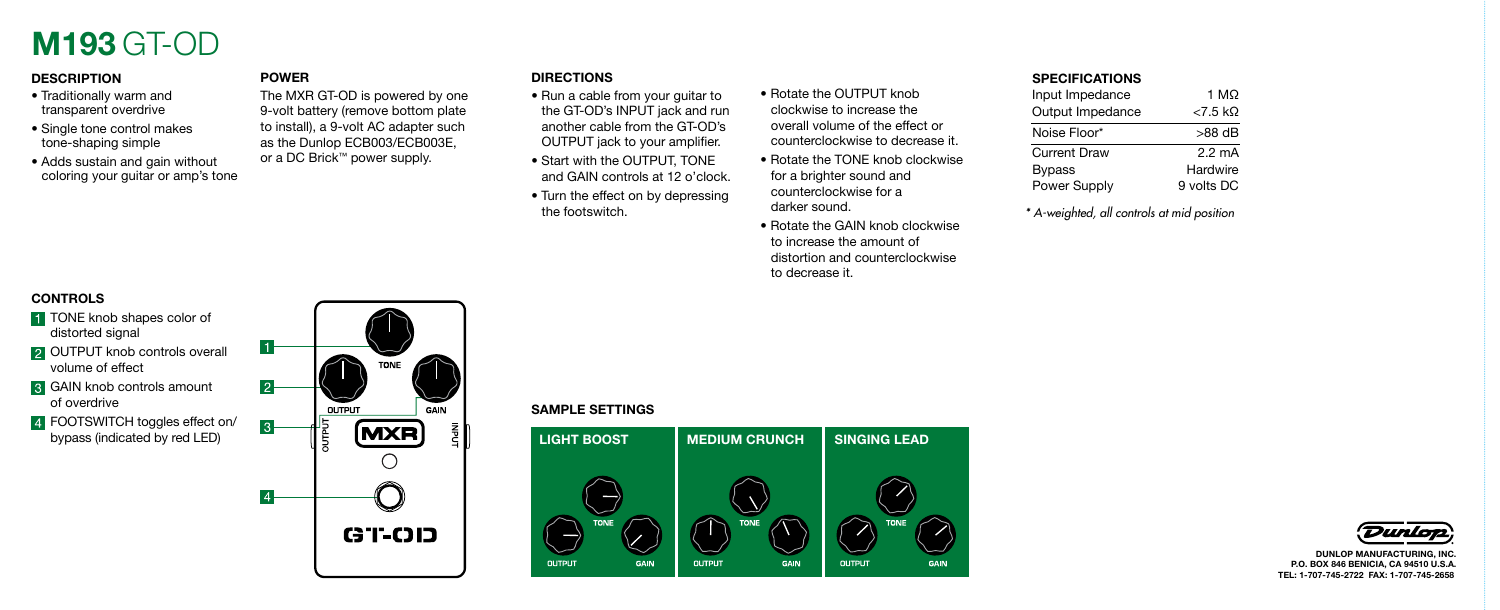# M193 GT-OD

## DESCRIPTION

- Traditionally warm and transparent overdrive
- Single tone control makes tone-shaping simple
- Adds sustain and gain without coloring your guitar or amp's tone

## POWER

The MXR GT-OD is powered by one 9-volt battery (remove bottom plate to install), a 9-volt AC adapter such as the Dunlop ECB003/ECB003E, or a DC Brick™ power supply.

## DIRECTIONS

- Run a cable from your guitar to the GT-OD's INPUT jack and run another cable from the GT-OD's OUTPUT jack to your amplifier.
- Start with the OUTPUT, TONE and GAIN controls at 12 o'clock.
- Turn the effect on by depressing the footswitch.
- Rotate the OUTPUT knob clockwise to increase the overall volume of the effect or counterclockwise to decrease it.
- Rotate the TONE knob clockwise for a brighter sound and counterclockwise for a darker sound.
- Rotate the GAIN knob clockwise to increase the amount of distortion and counterclockwise to decrease it.

## SPECIFICATIONS

| | |
|---|---|
| Input Impedance | 1 MΩ |
| Output Impedance | <7.5 kΩ |
| Noise Floor* | >88 dB |
| Current Draw | 2.2 mA |
| Bypass | Hardwire |
| Power Supply | 9 volts DC |

*\* A-weighted, all controls at mid position*

## CONTROLS

1. TONE knob shapes color of distorted signal
2. OUTPUT knob controls overall volume of effect
3. GAIN knob controls amount of overdrive
4. FOOTSWITCH toggles effect on/bypass (indicated by red LED)

1
2
3
4
TONE
OUTPUT
GAIN
OUTPUT
INPUT
MXR
GT-OD

## SAMPLE SETTINGS

LIGHT BOOST
TONE
OUTPUT
GAIN

MEDIUM CRUNCH
TONE
OUTPUT
GAIN

SINGING LEAD
TONE
OUTPUT
GAIN

Dunlop

**DUNLOP MANUFACTURING, INC.**
**P.O. BOX 846 BENICIA, CA 94510 U.S.A.**
**TEL: 1-707-745-2722 FAX: 1-707-745-2658**